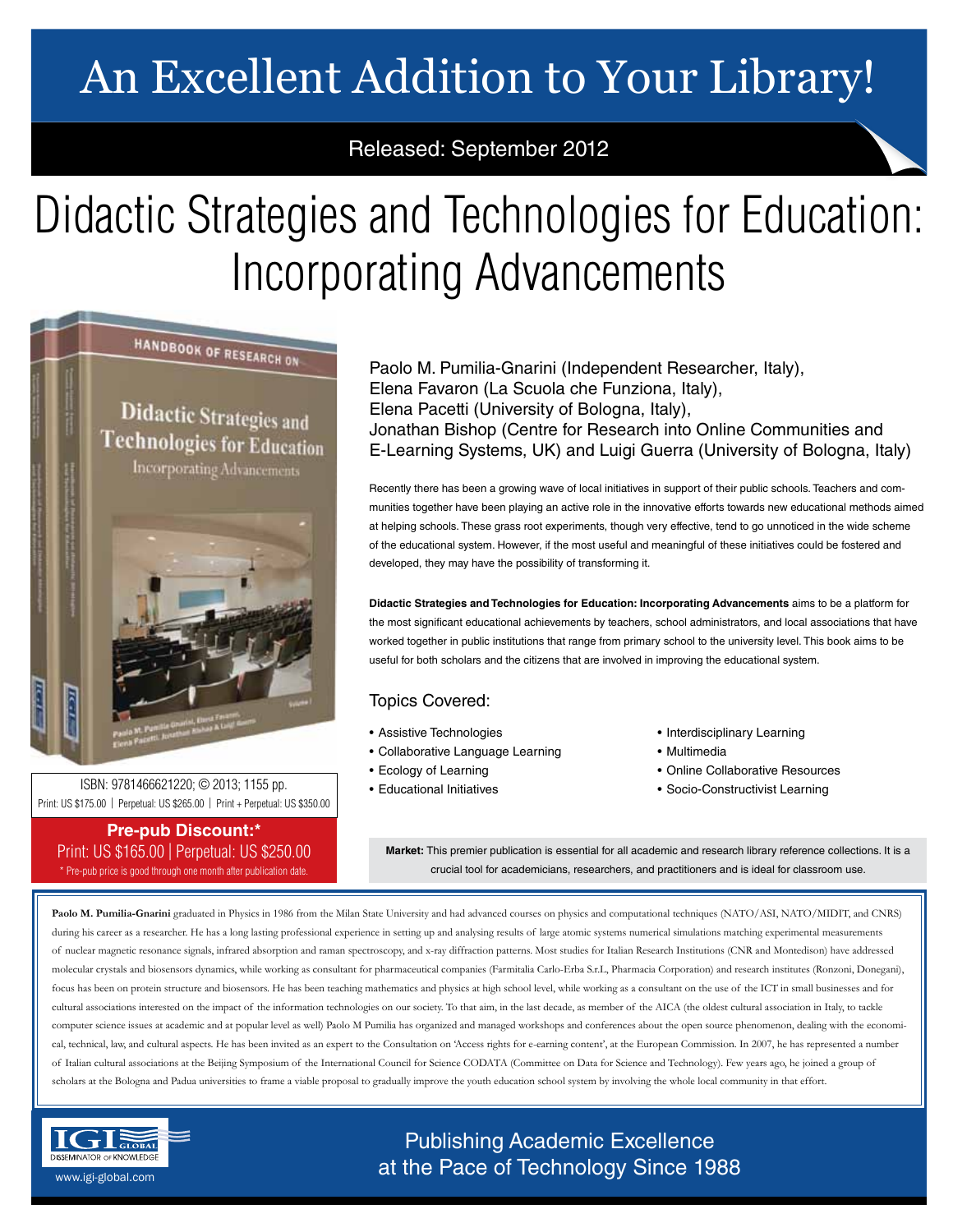# An Excellent Addition to Your Library!

Released: September 2012

# Didactic Strategies and Technologies for Education: Incorporating Advancements

Paolo M. Pumilia-Gnarini (Independent Researcher, Italy),
Elena Favaron (La Scuola che Funziona, Italy),
Elena Pacetti (University of Bologna, Italy),
Jonathan Bishop (Centre for Research into Online Communities and E-Learning Systems, UK) and Luigi Guerra (University of Bologna, Italy)

Recently there has been a growing wave of local initiatives in support of their public schools. Teachers and communities together have been playing an active role in the innovative efforts towards new educational methods aimed at helping schools. These grass root experiments, though very effective, tend to go unnoticed in the wide scheme of the educational system. However, if the most useful and meaningful of these initiatives could be fostered and developed, they may have the possibility of transforming it.

**Didactic Strategies and Technologies for Education: Incorporating Advancements** aims to be a platform for the most significant educational achievements by teachers, school administrators, and local associations that have worked together in public institutions that range from primary school to the university level. This book aims to be useful for both scholars and the citizens that are involved in improving the educational system.

## Topics Covered:

- Assistive Technologies
- Collaborative Language Learning
- Ecology of Learning
- Educational Initiatives
- Interdisciplinary Learning
- Multimedia
- Online Collaborative Resources
- Socio-Constructivist Learning

ISBN: 9781466621220; © 2013; 1155 pp.
Print: US $175.00 | Perpetual: US $265.00 | Print + Perpetual: US $350.00

**Pre-pub Discount:***
Print: US $165.00 | Perpetual: US $250.00
* Pre-pub price is good through one month after publication date.

**Market:** This premier publication is essential for all academic and research library reference collections. It is a crucial tool for academicians, researchers, and practitioners and is ideal for classroom use.

**Paolo M. Pumilia-Gnarini** graduated in Physics in 1986 from the Milan State University and had advanced courses on physics and computational techniques (NATO/ASI, NATO/MIDIT, and CNRS) during his career as a researcher. He has a long lasting professional experience in setting up and analysing results of large atomic systems numerical simulations matching experimental measurements of nuclear magnetic resonance signals, infrared absorption and raman spectroscopy, and x-ray diffraction patterns. Most studies for Italian Research Institutions (CNR and Montedison) have addressed molecular crystals and biosensors dynamics, while working as consultant for pharmaceutical companies (Farmitalia Carlo-Erba S.r.L., Pharmacia Corporation) and research institutes (Ronzoni, Donegani), focus has been on protein structure and biosensors. He has been teaching mathematics and physics at high school level, while working as a consultant on the use of the ICT in small businesses and for cultural associations interested on the impact of the information technologies on our society. To that aim, in the last decade, as member of the AICA (the oldest cultural association in Italy, to tackle computer science issues at academic and at popular level as well) Paolo M Pumilia has organized and managed workshops and conferences about the open source phenomenon, dealing with the economical, technical, law, and cultural aspects. He has been invited as an expert to the Consultation on 'Access rights for e-earning content', at the European Commission. In 2007, he has represented a number of Italian cultural associations at the Beijing Symposium of the International Council for Science CODATA (Committee on Data for Science and Technology). Few years ago, he joined a group of scholars at the Bologna and Padua universities to frame a viable proposal to gradually improve the youth education school system by involving the whole local community in that effort.

IGI GLOBAL — DISSEMINATOR OF KNOWLEDGE
www.igi-global.com

Publishing Academic Excellence at the Pace of Technology Since 1988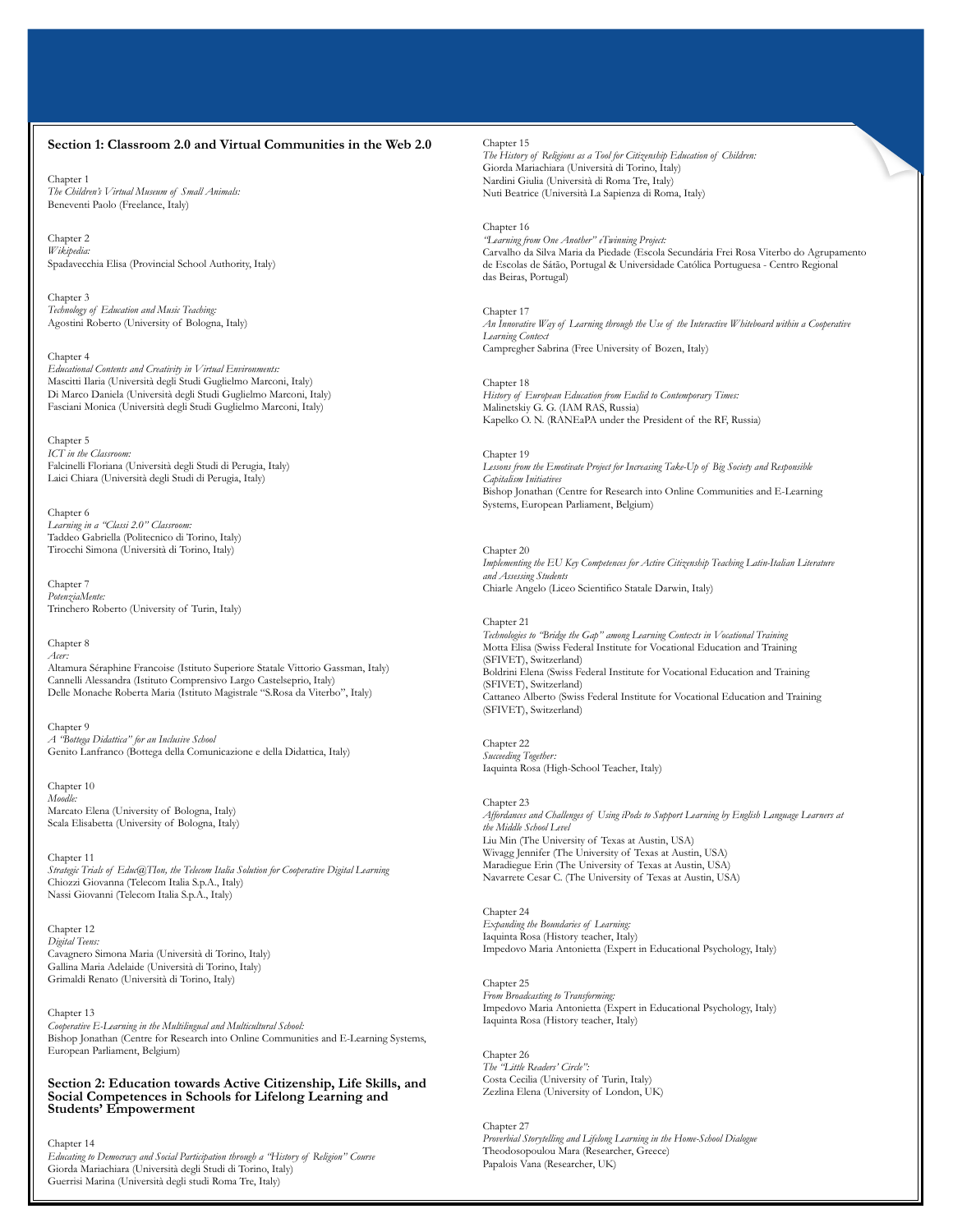## Section 1: Classroom 2.0 and Virtual Communities in the Web 2.0

Chapter 1
*The Children's Virtual Museum of Small Animals:*
Beneventi Paolo (Freelance, Italy)

Chapter 2
*Wikipedia:*
Spadavecchia Elisa (Provincial School Authority, Italy)

Chapter 3
*Technology of Education and Music Teaching:*
Agostini Roberto (University of Bologna, Italy)

Chapter 4
*Educational Contents and Creativity in Virtual Environments:*
Mascitti Ilaria (Università degli Studi Guglielmo Marconi, Italy)
Di Marco Daniela (Università degli Studi Guglielmo Marconi, Italy)
Fasciani Monica (Università degli Studi Guglielmo Marconi, Italy)

Chapter 5
*ICT in the Classroom:*
Falcinelli Floriana (Università degli Studi di Perugia, Italy)
Laici Chiara (Università degli Studi di Perugia, Italy)

Chapter 6
*Learning in a "Classi 2.0" Classroom:*
Taddeo Gabriella (Politecnico di Torino, Italy)
Tirocchi Simona (Università di Torino, Italy)

Chapter 7
*PotenziaMente:*
Trinchero Roberto (University of Turin, Italy)

Chapter 8
*Acer:*
Altamura Séraphine Francoise (Istituto Superiore Statale Vittorio Gassman, Italy)
Cannelli Alessandra (Istituto Comprensivo Largo Castelseprio, Italy)
Delle Monache Roberta Maria (Istituto Magistrale "S.Rosa da Viterbo", Italy)

Chapter 9
*A "Bottega Didattica" for an Inclusive School*
Genito Lanfranco (Bottega della Comunicazione e della Didattica, Italy)

Chapter 10
*Moodle:*
Marcato Elena (University of Bologna, Italy)
Scala Elisabetta (University of Bologna, Italy)

Chapter 11
*Strategic Trials of Educ@TIon, the Telecom Italia Solution for Cooperative Digital Learning*
Chiozzi Giovanna (Telecom Italia S.p.A., Italy)
Nassi Giovanni (Telecom Italia S.p.A., Italy)

Chapter 12
*Digital Teens:*
Cavagnero Simona Maria (Università di Torino, Italy)
Gallina Maria Adelaide (Università di Torino, Italy)
Grimaldi Renato (Università di Torino, Italy)

Chapter 13
*Cooperative E-Learning in the Multilingual and Multicultural School:*
Bishop Jonathan (Centre for Research into Online Communities and E-Learning Systems, European Parliament, Belgium)

## Section 2: Education towards Active Citizenship, Life Skills, and Social Competences in Schools for Lifelong Learning and Students' Empowerment

Chapter 14
*Educating to Democracy and Social Participation through a "History of Religion" Course*
Giorda Mariachiara (Università degli Studi di Torino, Italy)
Guerrisi Marina (Università degli studi Roma Tre, Italy)

Chapter 15
*The History of Religions as a Tool for Citizenship Education of Children:*
Giorda Mariachiara (Università di Torino, Italy)
Nardini Giulia (Università di Roma Tre, Italy)
Nuti Beatrice (Università La Sapienza di Roma, Italy)

Chapter 16
*"Learning from One Another" eTwinning Project:*
Carvalho da Silva Maria da Piedade (Escola Secundária Frei Rosa Viterbo do Agrupamento de Escolas de Sátão, Portugal & Universidade Católica Portuguesa - Centro Regional das Beiras, Portugal)

Chapter 17
*An Innovative Way of Learning through the Use of the Interactive Whiteboard within a Cooperative Learning Context*
Campregher Sabrina (Free University of Bozen, Italy)

Chapter 18
*History of European Education from Euclid to Contemporary Times:*
Malinetskiy G. G. (IAM RAS, Russia)
Kapelko O. N. (RANEaPA under the President of the RF, Russia)

Chapter 19
*Lessons from the Emotivate Project for Increasing Take-Up of Big Society and Responsible Capitalism Initiatives*
Bishop Jonathan (Centre for Research into Online Communities and E-Learning Systems, European Parliament, Belgium)

Chapter 20
*Implementing the EU Key Competences for Active Citizenship Teaching Latin-Italian Literature and Assessing Students*
Chiarle Angelo (Liceo Scientifico Statale Darwin, Italy)

Chapter 21
*Technologies to "Bridge the Gap" among Learning Contexts in Vocational Training*
Motta Elisa (Swiss Federal Institute for Vocational Education and Training (SFIVET), Switzerland)
Boldrini Elena (Swiss Federal Institute for Vocational Education and Training (SFIVET), Switzerland)
Cattaneo Alberto (Swiss Federal Institute for Vocational Education and Training (SFIVET), Switzerland)

Chapter 22
*Succeeding Together:*
Iaquinta Rosa (High-School Teacher, Italy)

Chapter 23
*Affordances and Challenges of Using iPods to Support Learning by English Language Learners at the Middle School Level*
Liu Min (The University of Texas at Austin, USA)
Wivagg Jennifer (The University of Texas at Austin, USA)
Maradiegue Erin (The University of Texas at Austin, USA)
Navarrete Cesar C. (The University of Texas at Austin, USA)

Chapter 24
*Expanding the Boundaries of Learning:*
Iaquinta Rosa (History teacher, Italy)
Impedovo Maria Antonietta (Expert in Educational Psychology, Italy)

Chapter 25
*From Broadcasting to Transforming:*
Impedovo Maria Antonietta (Expert in Educational Psychology, Italy)
Iaquinta Rosa (History teacher, Italy)

Chapter 26
*The "Little Readers' Circle":*
Costa Cecilia (University of Turin, Italy)
Zezlina Elena (University of London, UK)

Chapter 27
*Proverbial Storytelling and Lifelong Learning in the Home-School Dialogue*
Theodosopoulou Mara (Researcher, Greece)
Papalois Vana (Researcher, UK)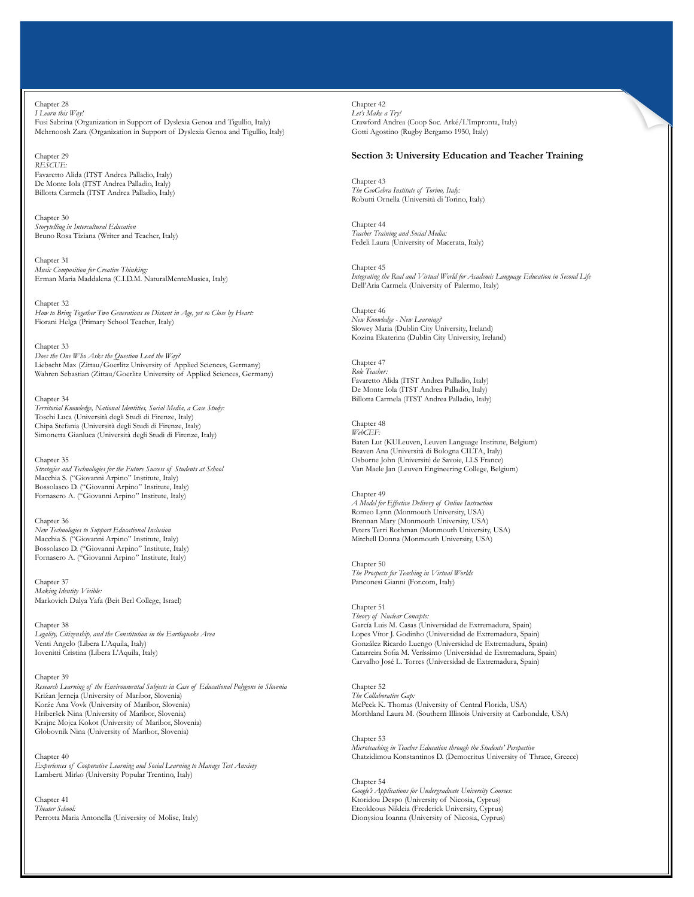Chapter 28
*I Learn this Way!*
Fusi Sabrina (Organization in Support of Dyslexia Genoa and Tigullio, Italy)
Mehrnoosh Zara (Organization in Support of Dyslexia Genoa and Tigullio, Italy)

Chapter 29
*RESCUE:*
Favaretto Alida (ITST Andrea Palladio, Italy)
De Monte Iola (ITST Andrea Palladio, Italy)
Billotta Carmela (ITST Andrea Palladio, Italy)

Chapter 30
*Storytelling in Intercultural Education*
Bruno Rosa Tiziana (Writer and Teacher, Italy)

Chapter 31
*Music Composition for Creative Thinking:*
Erman Maria Maddalena (C.I.D.M. NaturalMenteMusica, Italy)

Chapter 32
*How to Bring Together Two Generations so Distant in Age, yet so Close by Heart:*
Fiorani Helga (Primary School Teacher, Italy)

Chapter 33
*Does the One Who Asks the Question Lead the Way?*
Liebscht Max (Zittau/Goerlitz University of Applied Sciences, Germany)
Wahren Sebastian (Zittau/Goerlitz University of Applied Sciences, Germany)

Chapter 34
*Territorial Knowledge, National Identities, Social Media, a Case Study:*
Toschi Luca (Università degli Studi di Firenze, Italy)
Chipa Stefania (Università degli Studi di Firenze, Italy)
Simonetta Gianluca (Università degli Studi di Firenze, Italy)

Chapter 35
*Strategies and Technologies for the Future Success of Students at School*
Macchia S. ("Giovanni Arpino" Institute, Italy)
Bossolasco D. ("Giovanni Arpino" Institute, Italy)
Fornasero A. ("Giovanni Arpino" Institute, Italy)

Chapter 36
*New Technologies to Support Educational Inclusion*
Macchia S. ("Giovanni Arpino" Institute, Italy)
Bossolasco D. ("Giovanni Arpino" Institute, Italy)
Fornasero A. ("Giovanni Arpino" Institute, Italy)

Chapter 37
*Making Identity Visible:*
Markovich Dalya Yafa (Beit Berl College, Israel)

Chapter 38
*Legality, Citizenship, and the Constitution in the Earthquake Area*
Venti Angelo (Libera L'Aquila, Italy)
Iovenitti Cristina (Libera L'Aquila, Italy)

Chapter 39
*Research Learning of the Environmental Subjects in Case of Educational Polygons in Slovenia*
Križan Jerneja (University of Maribor, Slovenia)
Korže Ana Vovk (University of Maribor, Slovenia)
Hriberšek Nina (University of Maribor, Slovenia)
Krajnc Mojca Kokot (University of Maribor, Slovenia)
Globovnik Nina (University of Maribor, Slovenia)

Chapter 40
*Experiences of Cooperative Learning and Social Learning to Manage Test Anxiety*
Lamberti Mirko (University Popular Trentino, Italy)

Chapter 41
*Theater School:*
Perrotta Maria Antonella (University of Molise, Italy)

Chapter 42
*Let's Make a Try!*
Crawford Andrea (Coop Soc. Arké/L'Impronta, Italy)
Gotti Agostino (Rugby Bergamo 1950, Italy)

## Section 3: University Education and Teacher Training

Chapter 43
*The GeoGebra Institute of Torino, Italy:*
Robutti Ornella (Università di Torino, Italy)

Chapter 44
*Teacher Training and Social Media:*
Fedeli Laura (University of Macerata, Italy)

Chapter 45
*Integrating the Real and Virtual World for Academic Language Education in Second Life*
Dell'Aria Carmela (University of Palermo, Italy)

Chapter 46
*New Knowledge - New Learning?*
Slowey Maria (Dublin City University, Ireland)
Kozina Ekaterina (Dublin City University, Ireland)

Chapter 47
*Role Teacher:*
Favaretto Alida (ITST Andrea Palladio, Italy)
De Monte Iola (ITST Andrea Palladio, Italy)
Billotta Carmela (ITST Andrea Palladio, Italy)

Chapter 48
*WebCEF:*
Baten Lut (KULeuven, Leuven Language Institute, Belgium)
Beaven Ana (Università di Bologna CILTA, Italy)
Osborne John (Université de Savoie, LLS France)
Van Maele Jan (Leuven Engineering College, Belgium)

Chapter 49
*A Model for Effective Delivery of Online Instruction*
Romeo Lynn (Monmouth University, USA)
Brennan Mary (Monmouth University, USA)
Peters Terri Rothman (Monmouth University, USA)
Mitchell Donna (Monmouth University, USA)

Chapter 50
*The Prospects for Teaching in Virtual Worlds*
Panconesi Gianni (For.com, Italy)

Chapter 51
*Theory of Nuclear Concepts:*
García Luis M. Casas (Universidad de Extremadura, Spain)
Lopes Vítor J. Godinho (Universidad de Extremadura, Spain)
González Ricardo Luengo (Universidad de Extremadura, Spain)
Catarreira Sofia M. Veríssimo (Universidad de Extremadura, Spain)
Carvalho José L. Torres (Universidad de Extremadura, Spain)

Chapter 52
*The Collaborative Gap:*
McPeek K. Thomas (University of Central Florida, USA)
Morthland Laura M. (Southern Illinois University at Carbondale, USA)

Chapter 53
*Microteaching in Teacher Education through the Students' Perspective*
Chatzidimou Konstantinos D. (Democritus University of Thrace, Greece)

Chapter 54
*Google's Applications for Undergraduate University Courses:*
Ktoridou Despo (University of Nicosia, Cyprus)
Eteokleous Nikleia (Frederick University, Cyprus)
Dionysiou Ioanna (University of Nicosia, Cyprus)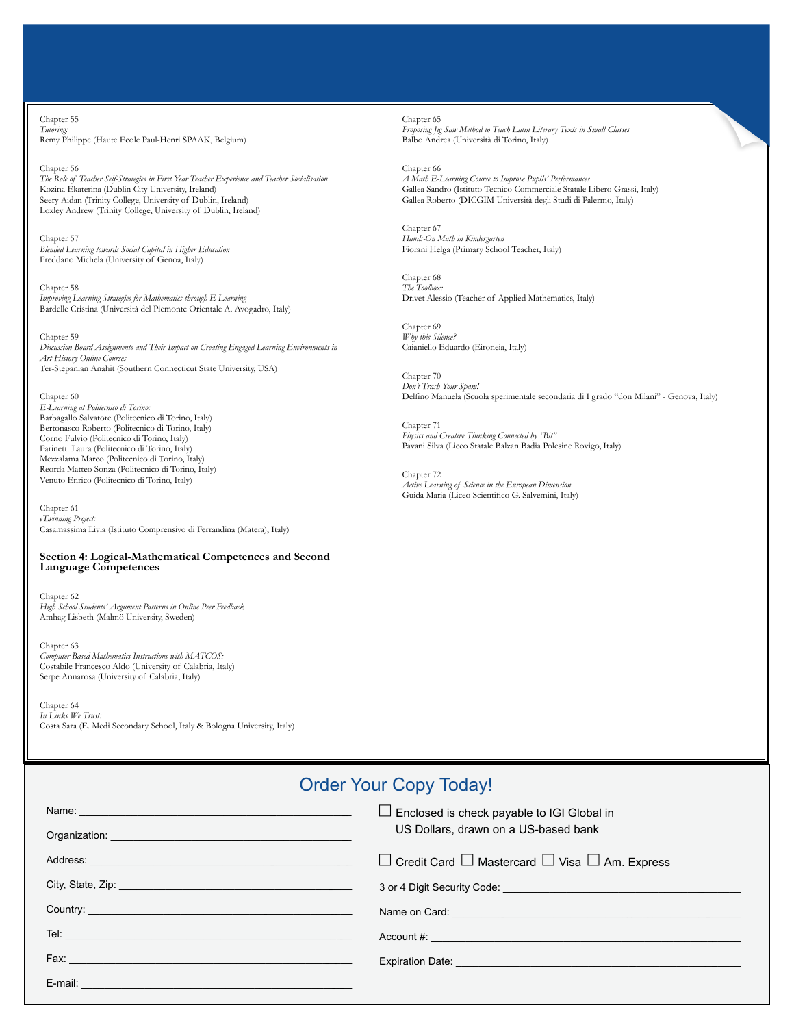Chapter 55
*Tutoring:*
Remy Philippe (Haute Ecole Paul-Henri SPAAK, Belgium)

Chapter 56
*The Role of Teacher Self-Strategies in First Year Teacher Experience and Teacher Socialisation*
Kozina Ekaterina (Dublin City University, Ireland)
Seery Aidan (Trinity College, University of Dublin, Ireland)
Loxley Andrew (Trinity College, University of Dublin, Ireland)

Chapter 57
*Blended Learning towards Social Capital in Higher Education*
Freddano Michela (University of Genoa, Italy)

Chapter 58
*Improving Learning Strategies for Mathematics through E-Learning*
Bardelle Cristina (Università del Piemonte Orientale A. Avogadro, Italy)

Chapter 59
*Discussion Board Assignments and Their Impact on Creating Engaged Learning Environments in Art History Online Courses*
Ter-Stepanian Anahit (Southern Connecticut State University, USA)

Chapter 60
*E-Learning at Politecnico di Torino:*
Barbagallo Salvatore (Politecnico di Torino, Italy)
Bertonasco Roberto (Politecnico di Torino, Italy)
Corno Fulvio (Politecnico di Torino, Italy)
Farinetti Laura (Politecnico di Torino, Italy)
Mezzalama Marco (Politecnico di Torino, Italy)
Reorda Matteo Sonza (Politecnico di Torino, Italy)
Venuto Enrico (Politecnico di Torino, Italy)

Chapter 61
*eTwinning Project:*
Casamassima Livia (Istituto Comprensivo di Ferrandina (Matera), Italy)

**Section 4: Logical-Mathematical Competences and Second Language Competences**

Chapter 62
*High School Students' Argument Patterns in Online Peer Feedback*
Amhag Lisbeth (Malmö University, Sweden)

Chapter 63
*Computer-Based Mathematics Instructions with MATCOS:*
Costabile Francesco Aldo (University of Calabria, Italy)
Serpe Annarosa (University of Calabria, Italy)

Chapter 64
*In Links We Trust:*
Costa Sara (E. Medi Secondary School, Italy & Bologna University, Italy)

Chapter 65
*Proposing Jig Saw Method to Teach Latin Literary Texts in Small Classes*
Balbo Andrea (Università di Torino, Italy)

Chapter 66
*A Math E-Learning Course to Improve Pupils' Performances*
Gallea Sandro (Istituto Tecnico Commerciale Statale Libero Grassi, Italy)
Gallea Roberto (DICGIM Università degli Studi di Palermo, Italy)

Chapter 67
*Hands-On Math in Kindergarten*
Fiorani Helga (Primary School Teacher, Italy)

Chapter 68
*The Toolbox:*
Drivet Alessio (Teacher of Applied Mathematics, Italy)

Chapter 69
*Why this Silence?*
Caianiello Eduardo (Eironeia, Italy)

Chapter 70
*Don't Trash Your Spam!*
Delfino Manuela (Scuola sperimentale secondaria di I grado "don Milani" - Genova, Italy)

Chapter 71
*Physics and Creative Thinking Connected by "Bit"*
Pavani Silva (Liceo Statale Balzan Badia Polesine Rovigo, Italy)

Chapter 72
*Active Learning of Science in the European Dimension*
Guida Maria (Liceo Scientifico G. Salvemini, Italy)

## Order Your Copy Today!

Name: ____________________

Organization: ____________________

Address: ____________________

City, State, Zip: ____________________

Country: ____________________

Tel: ____________________

Fax: ____________________

E-mail: ____________________

☐ Enclosed is check payable to IGI Global in US Dollars, drawn on a US-based bank

☐ Credit Card ☐ Mastercard ☐ Visa ☐ Am. Express

3 or 4 Digit Security Code: ____________________

Name on Card: ____________________

Account #: ____________________

Expiration Date: ____________________